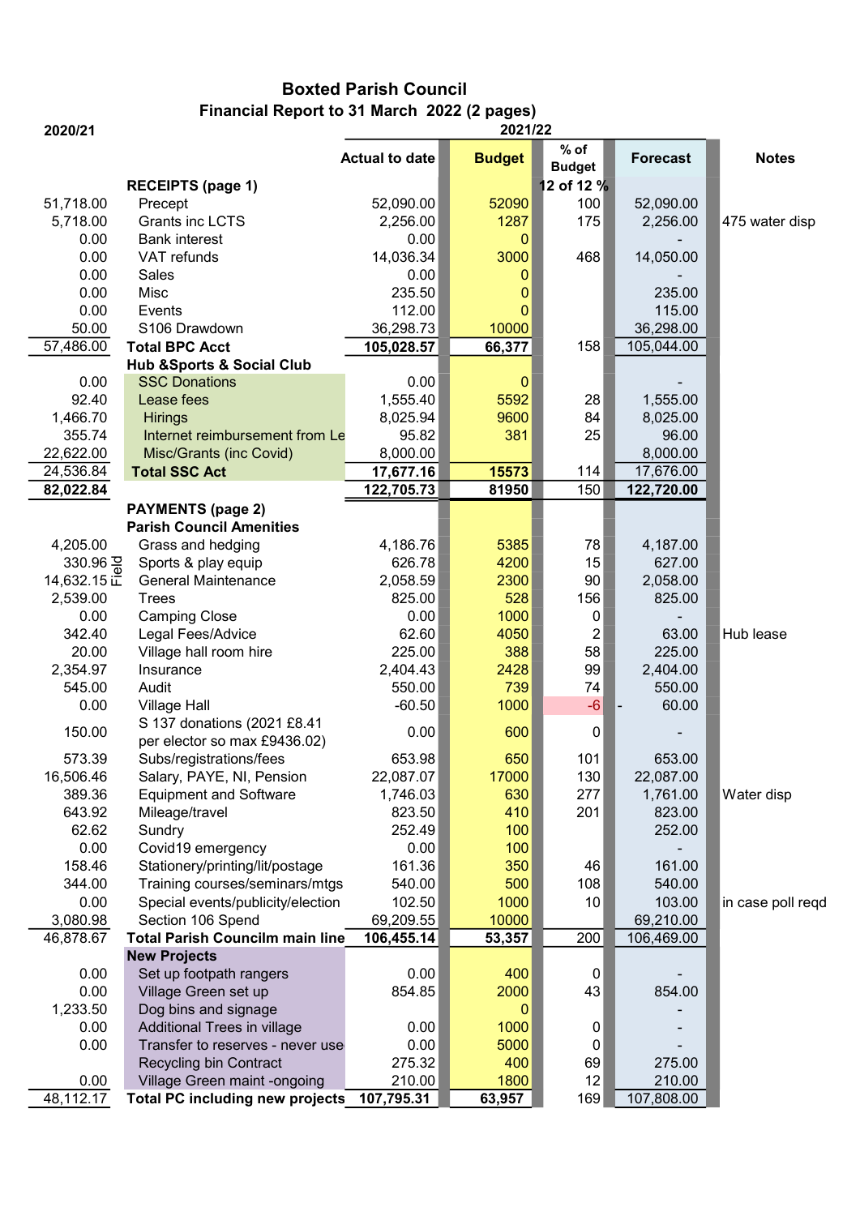# Boxted Parish Council

## Financial Report to 31 March 2022 (2 pages)

| 2020/21 | | 2021/22 Actual to date | Budget | % of Budget | Forecast | Notes |
|---|---|---|---|---|---|---|
| | **RECEIPTS (page 1)** | | | 12 of 12 % | | |
| 51,718.00 | Precept | 52,090.00 | 52090 | 100 | 52,090.00 | |
| 5,718.00 | Grants inc LCTS | 2,256.00 | 1287 | 175 | 2,256.00 | 475 water disp |
| 0.00 | Bank interest | 0.00 | 0 | | - | |
| 0.00 | VAT refunds | 14,036.34 | 3000 | 468 | 14,050.00 | |
| 0.00 | Sales | 0.00 | 0 | | - | |
| 0.00 | Misc | 235.50 | 0 | | 235.00 | |
| 0.00 | Events | 112.00 | 0 | | 115.00 | |
| 50.00 | S106 Drawdown | 36,298.73 | 10000 | | 36,298.00 | |
| 57,486.00 | **Total BPC Acct** | **105,028.57** | **66,377** | 158 | 105,044.00 | |
| | **Hub &Sports & Social Club** | | | | | |
| 0.00 | SSC Donations | 0.00 | 0 | | - | |
| 92.40 | Lease fees | 1,555.40 | 5592 | 28 | 1,555.00 | |
| 1,466.70 | Hirings | 8,025.94 | 9600 | 84 | 8,025.00 | |
| 355.74 | Internet reimbursement from Le | 95.82 | 381 | 25 | 96.00 | |
| 22,622.00 | Misc/Grants (inc Covid) | 8,000.00 | | | 8,000.00 | |
| 24,536.84 | **Total SSC Act** | **17,677.16** | **15573** | 114 | 17,676.00 | |
| **82,022.84** | | **122,705.73** | **81950** | 150 | **122,720.00** | |
| | **PAYMENTS (page 2)** | | | | | |
| | **Parish Council Amenities** | | | | | |
| 4,205.00 | Grass and hedging | 4,186.76 | 5385 | 78 | 4,187.00 | |
| 330.96 Field | Sports & play equip | 626.78 | 4200 | 15 | 627.00 | |
| 14,632.15 | General Maintenance | 2,058.59 | 2300 | 90 | 2,058.00 | |
| 2,539.00 | Trees | 825.00 | 528 | 156 | 825.00 | |
| 0.00 | Camping Close | 0.00 | 1000 | 0 | - | |
| 342.40 | Legal Fees/Advice | 62.60 | 4050 | 2 | 63.00 | Hub lease |
| 20.00 | Village hall room hire | 225.00 | 388 | 58 | 225.00 | |
| 2,354.97 | Insurance | 2,404.43 | 2428 | 99 | 2,404.00 | |
| 545.00 | Audit | 550.00 | 739 | 74 | 550.00 | |
| 0.00 | Village Hall | -60.50 | 1000 | -6 | - 60.00 | |
| 150.00 | S 137 donations (2021 £8.41 per elector so max £9436.02) | 0.00 | 600 | 0 | - | |
| 573.39 | Subs/registrations/fees | 653.98 | 650 | 101 | 653.00 | |
| 16,506.46 | Salary, PAYE, NI, Pension | 22,087.07 | 17000 | 130 | 22,087.00 | |
| 389.36 | Equipment and Software | 1,746.03 | 630 | 277 | 1,761.00 | Water disp |
| 643.92 | Mileage/travel | 823.50 | 410 | 201 | 823.00 | |
| 62.62 | Sundry | 252.49 | 100 | | 252.00 | |
| 0.00 | Covid19 emergency | 0.00 | 100 | | - | |
| 158.46 | Stationery/printing/lit/postage | 161.36 | 350 | 46 | 161.00 | |
| 344.00 | Training courses/seminars/mtgs | 540.00 | 500 | 108 | 540.00 | |
| 0.00 | Special events/publicity/election | 102.50 | 1000 | 10 | 103.00 | in case poll reqd |
| 3,080.98 | Section 106 Spend | 69,209.55 | 10000 | | 69,210.00 | |
| 46,878.67 | **Total Parish Councilm main line** | **106,455.14** | **53,357** | 200 | 106,469.00 | |
| | **New Projects** | | | | | |
| 0.00 | Set up footpath rangers | 0.00 | 400 | 0 | - | |
| 0.00 | Village Green set up | 854.85 | 2000 | 43 | 854.00 | |
| 1,233.50 | Dog bins and signage | | 0 | | - | |
| 0.00 | Additional Trees in village | 0.00 | 1000 | 0 | - | |
| 0.00 | Transfer to reserves - never use | 0.00 | 5000 | 0 | - | |
| | Recycling bin Contract | 275.32 | 400 | 69 | 275.00 | |
| 0.00 | Village Green maint -ongoing | 210.00 | 1800 | 12 | 210.00 | |
| 48,112.17 | **Total PC including new projects** | **107,795.31** | **63,957** | 169 | 107,808.00 | |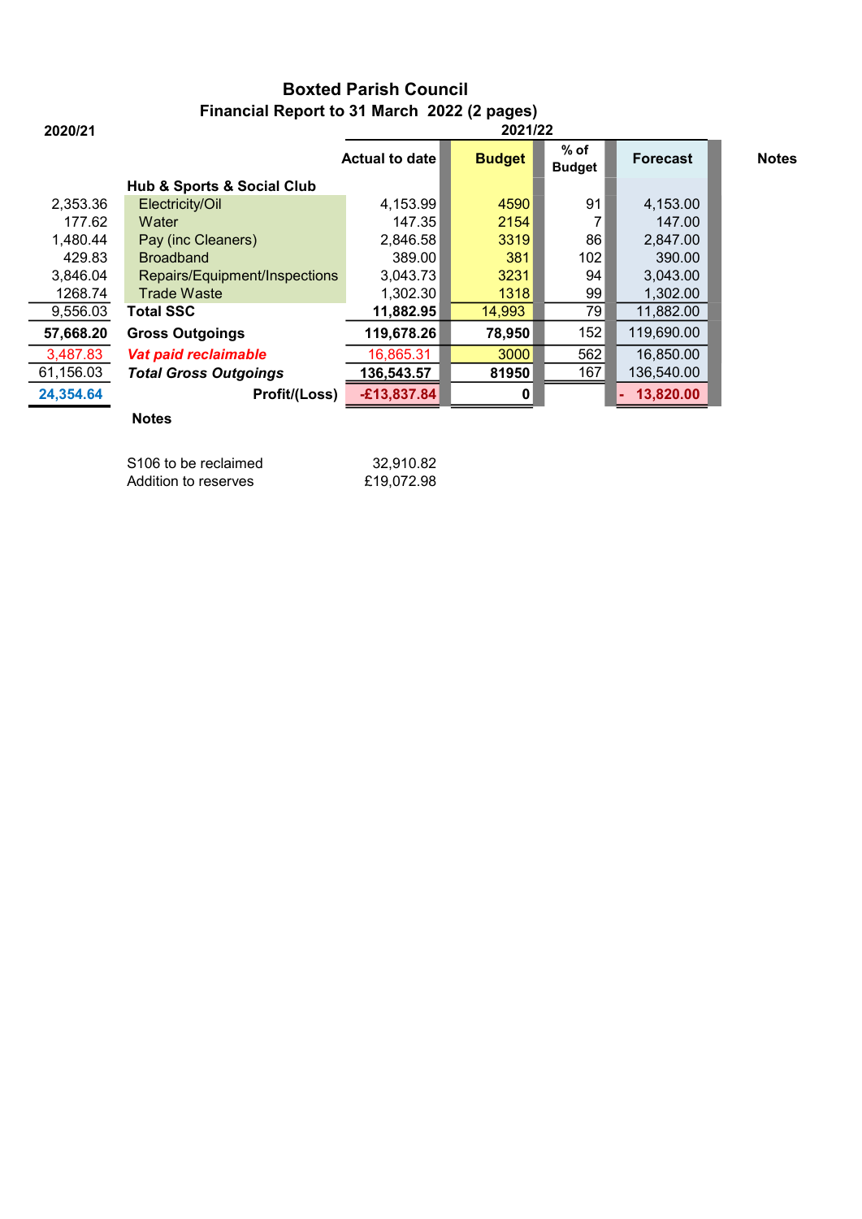# Boxted Parish Council

## Financial Report to 31 March 2022 (2 pages)

| 2020/21 | | 2021/22 | | | | |
|---|---|---|---|---|---|---|
| | | **Actual to date** | **Budget** | **% of Budget** | **Forecast** | **Notes** |
| | **Hub & Sports & Social Club** | | | | | |
| 2,353.36 | Electricity/Oil | 4,153.99 | 4590 | 91 | 4,153.00 | |
| 177.62 | Water | 147.35 | 2154 | 7 | 147.00 | |
| 1,480.44 | Pay (inc Cleaners) | 2,846.58 | 3319 | 86 | 2,847.00 | |
| 429.83 | Broadband | 389.00 | 381 | 102 | 390.00 | |
| 3,846.04 | Repairs/Equipment/Inspections | 3,043.73 | 3231 | 94 | 3,043.00 | |
| 1268.74 | Trade Waste | 1,302.30 | 1318 | 99 | 1,302.00 | |
| 9,556.03 | **Total SSC** | **11,882.95** | 14,993 | 79 | 11,882.00 | |
| **57,668.20** | **Gross Outgoings** | **119,678.26** | **78,950** | 152 | 119,690.00 | |
| 3,487.83 | ***Vat paid reclaimable*** | 16,865.31 | 3000 | 562 | 16,850.00 | |
| 61,156.03 | ***Total Gross Outgoings*** | **136,543.57** | **81950** | 167 | 136,540.00 | |
| **24,354.64** | **Profit/(Loss)** | **-£13,837.84** | **0** | | **- 13,820.00** | |

**Notes**

| | |
|---|---|
| S106 to be reclaimed | 32,910.82 |
| Addition to reserves | £19,072.98 |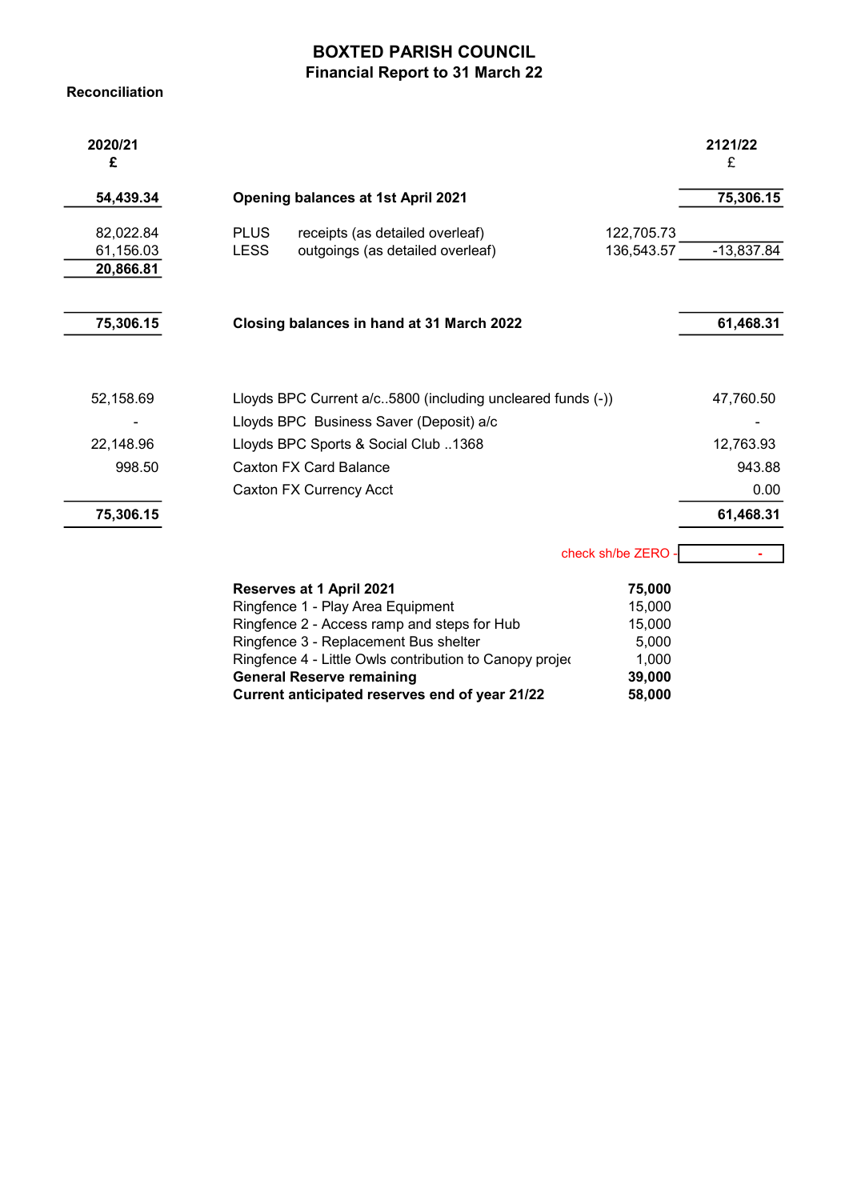# BOXTED PARISH COUNCIL

## Financial Report to 31 March 22

**Reconciliation**

| **2020/21 £** | | | | **2121/22 £** |
|---|---|---|---|---|
| **54,439.34** | **Opening balances at 1st April 2021** | | | **75,306.15** |
| 82,022.84 | PLUS | receipts (as detailed overleaf) | 122,705.73 | |
| 61,156.03 | LESS | outgoings (as detailed overleaf) | 136,543.57 | -13,837.84 |
| **20,866.81** | | | | |
| **75,306.15** | **Closing balances in hand at 31 March 2022** | | | **61,468.31** |
| 52,158.69 | Lloyds BPC Current a/c..5800 (including uncleared funds (-)) | | | 47,760.50 |
| - | Lloyds BPC Business Saver (Deposit) a/c | | | - |
| 22,148.96 | Lloyds BPC Sports & Social Club ..1368 | | | 12,763.93 |
| 998.50 | Caxton FX Card Balance | | | 943.88 |
| | Caxton FX Currency Acct | | | 0.00 |
| **75,306.15** | | | | **61,468.31** |
| | | | check sh/be ZERO - | - |

| | |
|---|---|
| **Reserves at 1 April 2021** | **75,000** |
| Ringfence 1 - Play Area Equipment | 15,000 |
| Ringfence 2 - Access ramp and steps for Hub | 15,000 |
| Ringfence 3 - Replacement Bus shelter | 5,000 |
| Ringfence 4 - Little Owls contribution to Canopy projec | 1,000 |
| **General Reserve remaining** | **39,000** |
| **Current anticipated reserves end of year 21/22** | **58,000** |